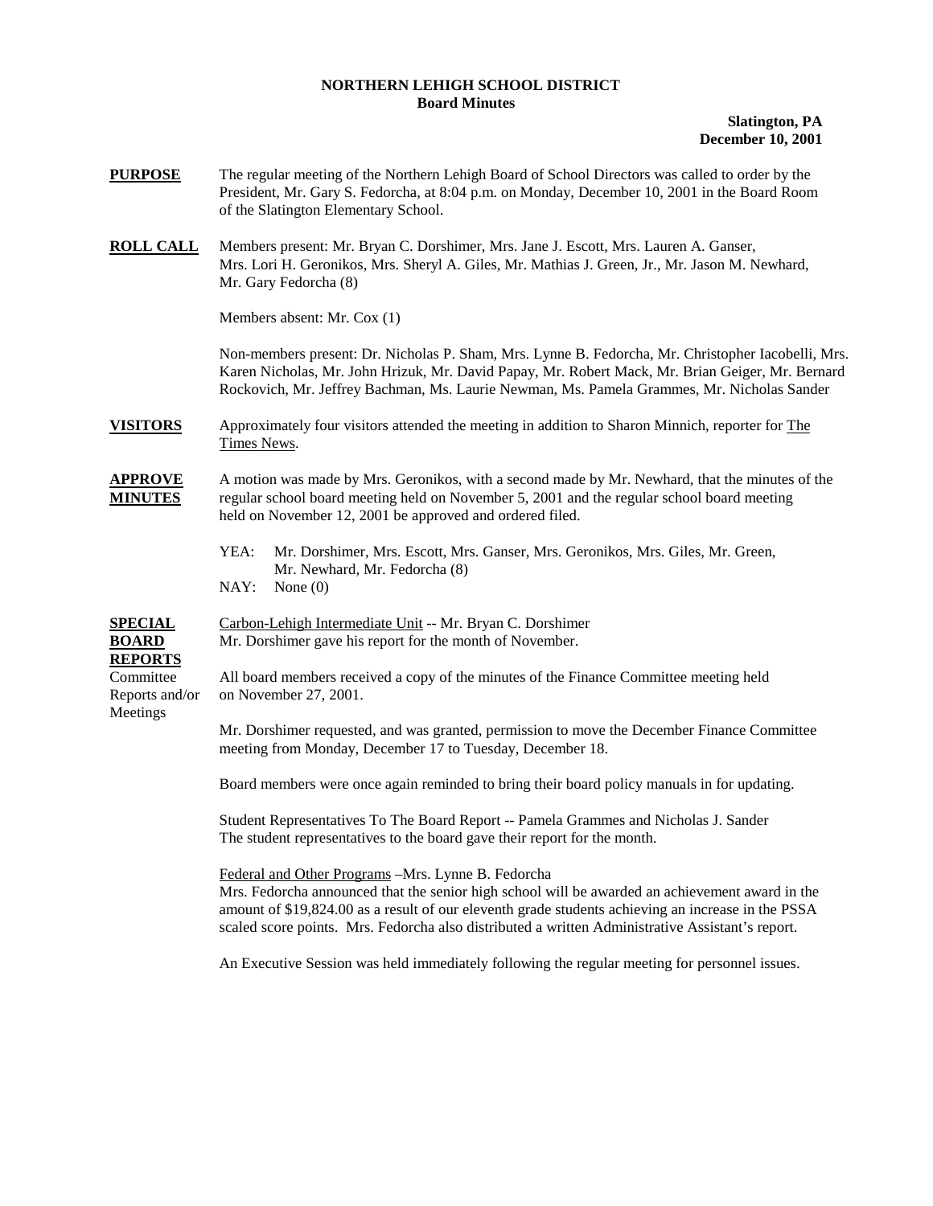# NORTHERN LEHIGH SCHOOL DISTRICT
## Board Minutes

**Slatington, PA**
**December 10, 2001**

**PURPOSE**

The regular meeting of the Northern Lehigh Board of School Directors was called to order by the President, Mr. Gary S. Fedorcha, at 8:04 p.m. on Monday, December 10, 2001 in the Board Room of the Slatington Elementary School.

**ROLL CALL**

Members present: Mr. Bryan C. Dorshimer, Mrs. Jane J. Escott, Mrs. Lauren A. Ganser, Mrs. Lori H. Geronikos, Mrs. Sheryl A. Giles, Mr. Mathias J. Green, Jr., Mr. Jason M. Newhard, Mr. Gary Fedorcha (8)

Members absent: Mr. Cox (1)

Non-members present: Dr. Nicholas P. Sham, Mrs. Lynne B. Fedorcha, Mr. Christopher Iacobelli, Mrs. Karen Nicholas, Mr. John Hrizuk, Mr. David Papay, Mr. Robert Mack, Mr. Brian Geiger, Mr. Bernard Rockovich, Mr. Jeffrey Bachman, Ms. Laurie Newman, Ms. Pamela Grammes, Mr. Nicholas Sander

**VISITORS**

Approximately four visitors attended the meeting in addition to Sharon Minnich, reporter for The Times News.

**APPROVE MINUTES**

A motion was made by Mrs. Geronikos, with a second made by Mr. Newhard, that the minutes of the regular school board meeting held on November 5, 2001 and the regular school board meeting held on November 12, 2001 be approved and ordered filed.

YEA: Mr. Dorshimer, Mrs. Escott, Mrs. Ganser, Mrs. Geronikos, Mrs. Giles, Mr. Green, Mr. Newhard, Mr. Fedorcha (8)
NAY: None (0)

**SPECIAL BOARD REPORTS**

Committee Reports and/or Meetings

Carbon-Lehigh Intermediate Unit -- Mr. Bryan C. Dorshimer
Mr. Dorshimer gave his report for the month of November.

All board members received a copy of the minutes of the Finance Committee meeting held on November 27, 2001.

Mr. Dorshimer requested, and was granted, permission to move the December Finance Committee meeting from Monday, December 17 to Tuesday, December 18.

Board members were once again reminded to bring their board policy manuals in for updating.

Student Representatives To The Board Report -- Pamela Grammes and Nicholas J. Sander
The student representatives to the board gave their report for the month.

Federal and Other Programs –Mrs. Lynne B. Fedorcha
Mrs. Fedorcha announced that the senior high school will be awarded an achievement award in the amount of $19,824.00 as a result of our eleventh grade students achieving an increase in the PSSA scaled score points. Mrs. Fedorcha also distributed a written Administrative Assistant's report.

An Executive Session was held immediately following the regular meeting for personnel issues.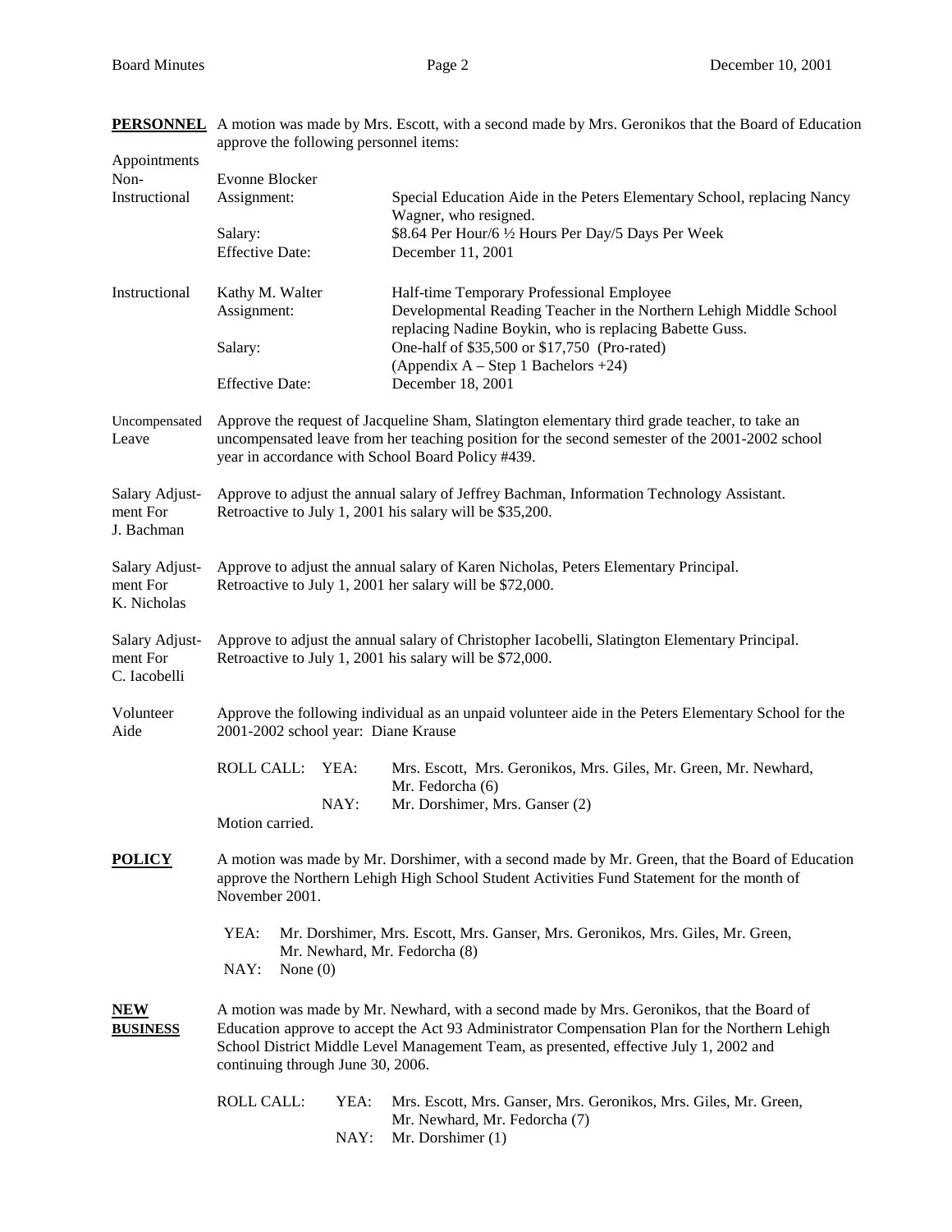**PERSONNEL** A motion was made by Mrs. Escott, with a second made by Mrs. Geronikos that the Board of Education approve the following personnel items:

Appointments

Non-Instructional

| | | |
|---|---|---|
| Evonne Blocker | | |
| Assignment: | Special Education Aide in the Peters Elementary School, replacing Nancy Wagner, who resigned. |
| Salary: | \$8.64 Per Hour/6 ½ Hours Per Day/5 Days Per Week |
| Effective Date: | December 11, 2001 |

Instructional

| | |
|---|---|
| Kathy M. Walter | Half-time Temporary Professional Employee |
| Assignment: | Developmental Reading Teacher in the Northern Lehigh Middle School replacing Nadine Boykin, who is replacing Babette Guss. |
| Salary: | One-half of \$35,500 or \$17,750 (Pro-rated) (Appendix A – Step 1 Bachelors +24) |
| Effective Date: | December 18, 2001 |

Uncompensated Leave

Approve the request of Jacqueline Sham, Slatington elementary third grade teacher, to take an uncompensated leave from her teaching position for the second semester of the 2001-2002 school year in accordance with School Board Policy #439.

Salary Adjustment For J. Bachman

Approve to adjust the annual salary of Jeffrey Bachman, Information Technology Assistant. Retroactive to July 1, 2001 his salary will be \$35,200.

Salary Adjustment For K. Nicholas

Approve to adjust the annual salary of Karen Nicholas, Peters Elementary Principal. Retroactive to July 1, 2001 her salary will be \$72,000.

Salary Adjustment For C. Iacobelli

Approve to adjust the annual salary of Christopher Iacobelli, Slatington Elementary Principal. Retroactive to July 1, 2001 his salary will be \$72,000.

Volunteer Aide

Approve the following individual as an unpaid volunteer aide in the Peters Elementary School for the 2001-2002 school year: Diane Krause

ROLL CALL: YEA: Mrs. Escott, Mrs. Geronikos, Mrs. Giles, Mr. Green, Mr. Newhard, Mr. Fedorcha (6)

NAY: Mr. Dorshimer, Mrs. Ganser (2)

Motion carried.

**POLICY** A motion was made by Mr. Dorshimer, with a second made by Mr. Green, that the Board of Education approve the Northern Lehigh High School Student Activities Fund Statement for the month of November 2001.

YEA: Mr. Dorshimer, Mrs. Escott, Mrs. Ganser, Mrs. Geronikos, Mrs. Giles, Mr. Green, Mr. Newhard, Mr. Fedorcha (8)

NAY: None (0)

**NEW BUSINESS** A motion was made by Mr. Newhard, with a second made by Mrs. Geronikos, that the Board of Education approve to accept the Act 93 Administrator Compensation Plan for the Northern Lehigh School District Middle Level Management Team, as presented, effective July 1, 2002 and continuing through June 30, 2006.

ROLL CALL: YEA: Mrs. Escott, Mrs. Ganser, Mrs. Geronikos, Mrs. Giles, Mr. Green, Mr. Newhard, Mr. Fedorcha (7)

NAY: Mr. Dorshimer (1)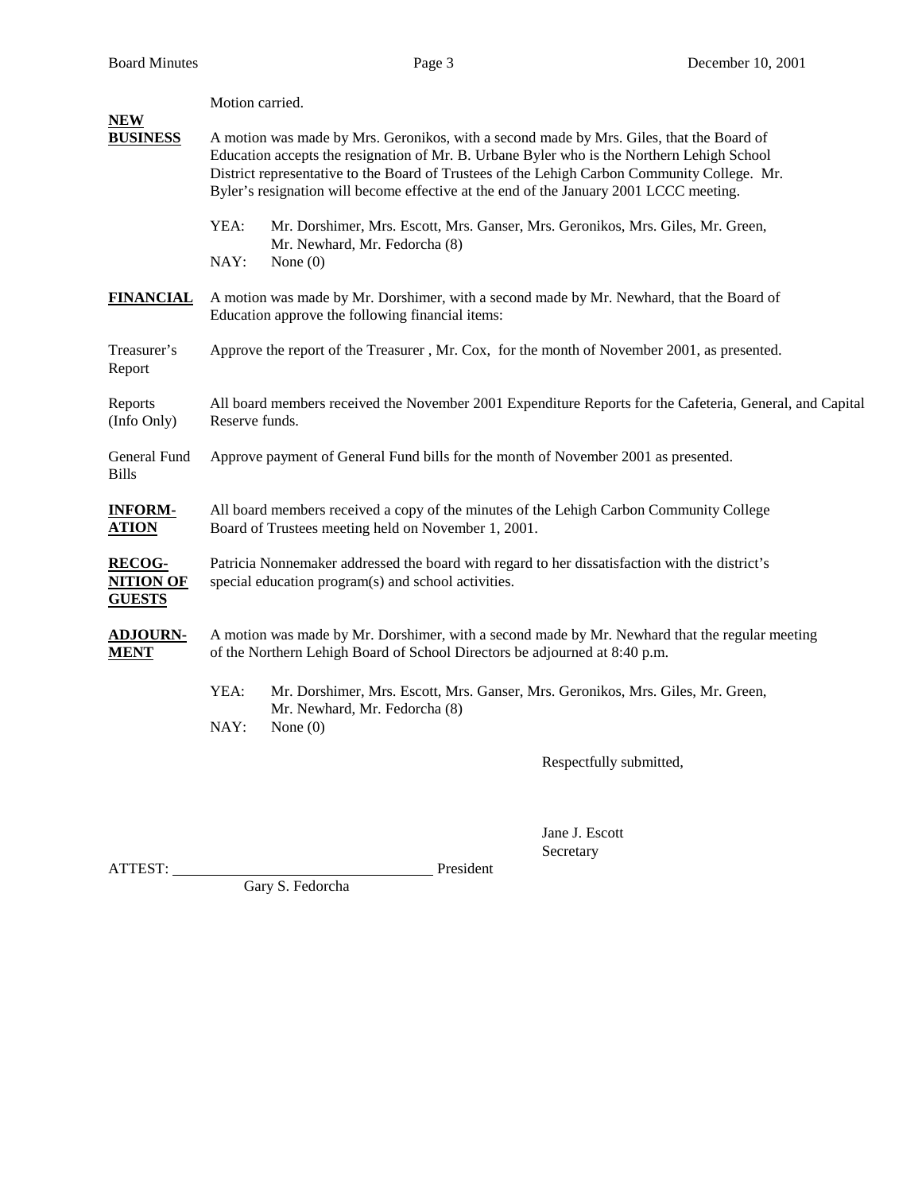Motion carried.

**NEW BUSINESS**

A motion was made by Mrs. Geronikos, with a second made by Mrs. Giles, that the Board of Education accepts the resignation of Mr. B. Urbane Byler who is the Northern Lehigh School District representative to the Board of Trustees of the Lehigh Carbon Community College. Mr. Byler's resignation will become effective at the end of the January 2001 LCCC meeting.

YEA: Mr. Dorshimer, Mrs. Escott, Mrs. Ganser, Mrs. Geronikos, Mrs. Giles, Mr. Green, Mr. Newhard, Mr. Fedorcha (8)
NAY: None (0)

**FINANCIAL**

A motion was made by Mr. Dorshimer, with a second made by Mr. Newhard, that the Board of Education approve the following financial items:

Treasurer's Report — Approve the report of the Treasurer , Mr. Cox, for the month of November 2001, as presented.

Reports (Info Only) — All board members received the November 2001 Expenditure Reports for the Cafeteria, General, and Capital Reserve funds.

General Fund Bills — Approve payment of General Fund bills for the month of November 2001 as presented.

**INFORMATION**

All board members received a copy of the minutes of the Lehigh Carbon Community College Board of Trustees meeting held on November 1, 2001.

**RECOGNITION OF GUESTS**

Patricia Nonnemaker addressed the board with regard to her dissatisfaction with the district's special education program(s) and school activities.

**ADJOURNMENT**

A motion was made by Mr. Dorshimer, with a second made by Mr. Newhard that the regular meeting of the Northern Lehigh Board of School Directors be adjourned at 8:40 p.m.

YEA: Mr. Dorshimer, Mrs. Escott, Mrs. Ganser, Mrs. Geronikos, Mrs. Giles, Mr. Green, Mr. Newhard, Mr. Fedorcha (8)
NAY: None (0)

Respectfully submitted,

Jane J. Escott
Secretary

ATTEST: ______________________ President
Gary S. Fedorcha